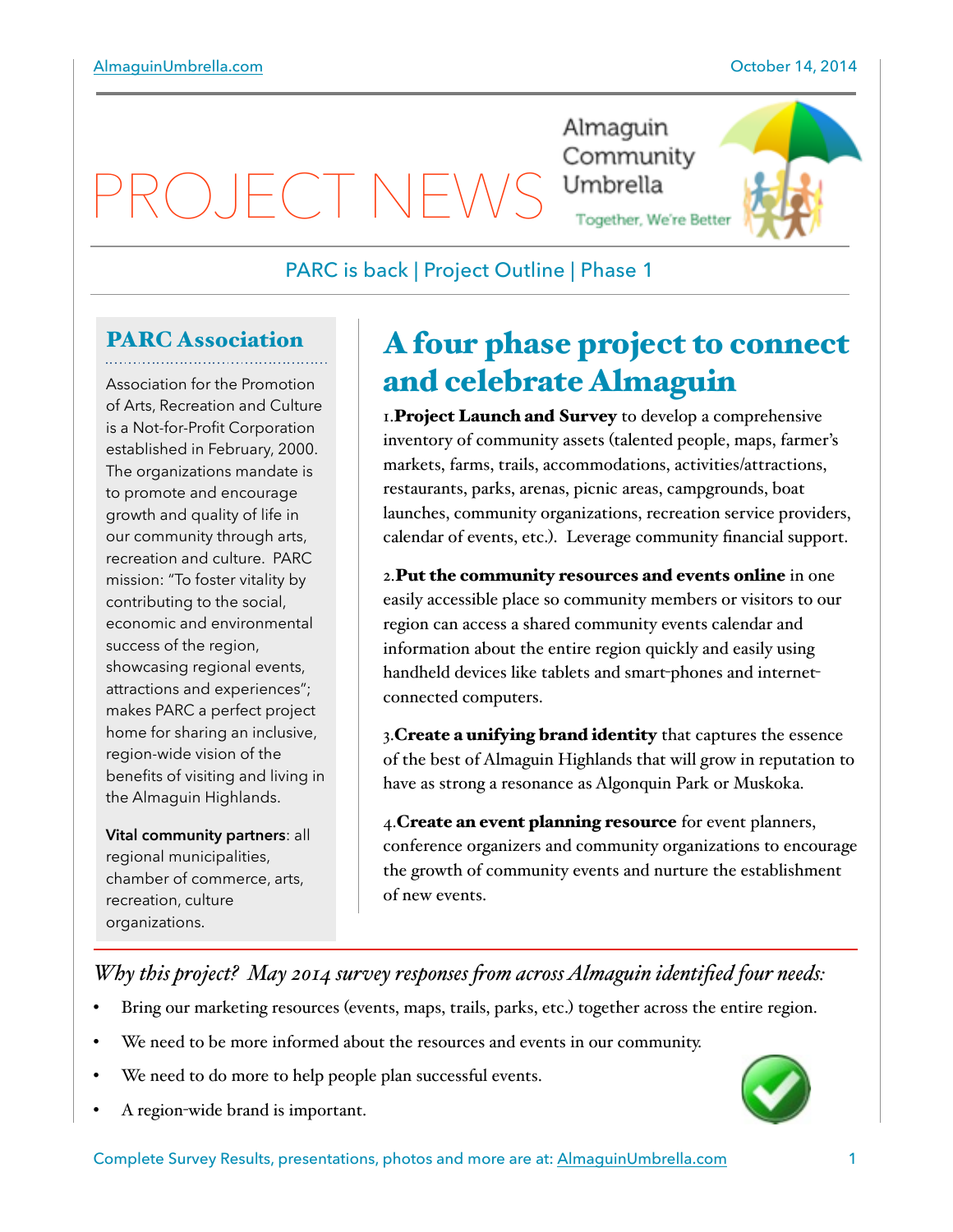# PROJECT NEWS

Almaguin Community Umbrella

Together, We're Better

PARC is back | Project Outline | Phase 1

## PARC Association

Association for the Promotion of Arts, Recreation and Culture is a Not-for-Profit Corporation established in February, 2000. The organizations mandate is to promote and encourage growth and quality of life in our community through arts, recreation and culture. PARC mission: "To foster vitality by contributing to the social, economic and environmental success of the region, showcasing regional events, attractions and experiences"; makes PARC a perfect project home for sharing an inclusive, region-wide vision of the benefits of visiting and living in the Almaguin Highlands.

**Vital community partners**: all regional municipalities, chamber of commerce, arts, recreation, culture organizations.

## A four phase project to connect and celebrate Almaguin

1. **Project Launch and Survey** to develop a comprehensive inventory of community assets (talented people, maps, farmer's markets, farms, trails, accommodations, activities/attractions, restaurants, parks, arenas, picnic areas, campgrounds, boat launches, community organizations, recreation service providers, calendar of events, etc.). Leverage community financial support.

2. **Put the community resources and events online** in one easily accessible place so community members or visitors to our region can access a shared community events calendar and information about the entire region quickly and easily using handheld devices like tablets and smart-phones and internet-connected computers.

3. **Create a unifying brand identity** that captures the essence of the best of Almaguin Highlands that will grow in reputation to have as strong a resonance as Algonquin Park or Muskoka.

4. **Create an event planning resource** for event planners, conference organizers and community organizations to encourage the growth of community events and nurture the establishment of new events.

*Why this project? May 2014 survey responses from across Almaguin identified four needs:*

- Bring our marketing resources (events, maps, trails, parks, etc.) together across the entire region.
- We need to be more informed about the resources and events in our community.
- We need to do more to help people plan successful events.
- A region-wide brand is important.

Complete Survey Results, presentations, photos and more are at: AlmaguinUmbrella.com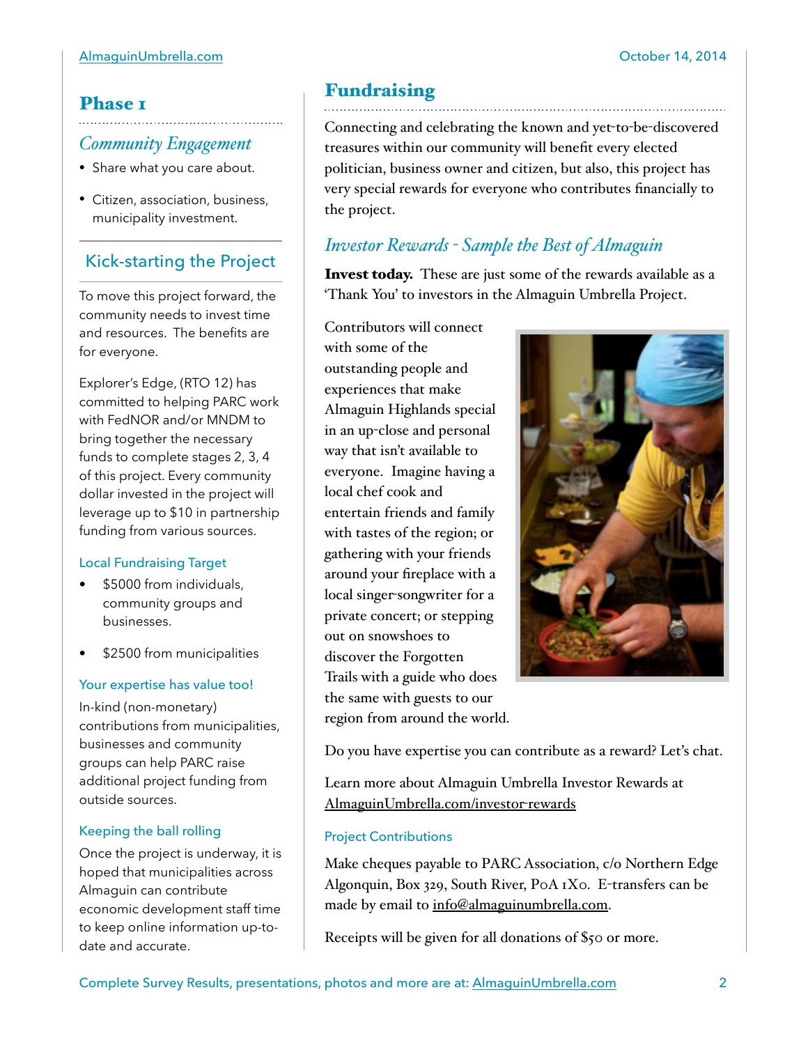## Phase 1

### *Community Engagement*

- Share what you care about.
- Citizen, association, business, municipality investment.

### Kick-starting the Project

To move this project forward, the community needs to invest time and resources. The benefits are for everyone.

Explorer's Edge, (RTO 12) has committed to helping PARC work with FedNOR and/or MNDM to bring together the necessary funds to complete stages 2, 3, 4 of this project. Every community dollar invested in the project will leverage up to $10 in partnership funding from various sources.

#### Local Fundraising Target

- $5000 from individuals, community groups and businesses.
- $2500 from municipalities

#### Your expertise has value too!

In-kind (non-monetary) contributions from municipalities, businesses and community groups can help PARC raise additional project funding from outside sources.

#### Keeping the ball rolling

Once the project is underway, it is hoped that municipalities across Almaguin can contribute economic development staff time to keep online information up-to-date and accurate.

## Fundraising

Connecting and celebrating the known and yet-to-be-discovered treasures within our community will benefit every elected politician, business owner and citizen, but also, this project has very special rewards for everyone who contributes financially to the project.

### *Investor Rewards - Sample the Best of Almaguin*

**Invest today.** These are just some of the rewards available as a 'Thank You' to investors in the Almaguin Umbrella Project.

Contributors will connect with some of the outstanding people and experiences that make Almaguin Highlands special in an up-close and personal way that isn't available to everyone. Imagine having a local chef cook and entertain friends and family with tastes of the region; or gathering with your friends around your fireplace with a local singer-songwriter for a private concert; or stepping out on snowshoes to discover the Forgotten Trails with a guide who does the same with guests to our region from around the world.

Do you have expertise you can contribute as a reward? Let's chat.

Learn more about Almaguin Umbrella Investor Rewards at AlmaguinUmbrella.com/investor-rewards

#### Project Contributions

Make cheques payable to PARC Association, c/o Northern Edge Algonquin, Box 329, South River, P0A 1X0. E-transfers can be made by email to info@almaguinumbrella.com.

Receipts will be given for all donations of $50 or more.

Complete Survey Results, presentations, photos and more are at: AlmaguinUmbrella.com